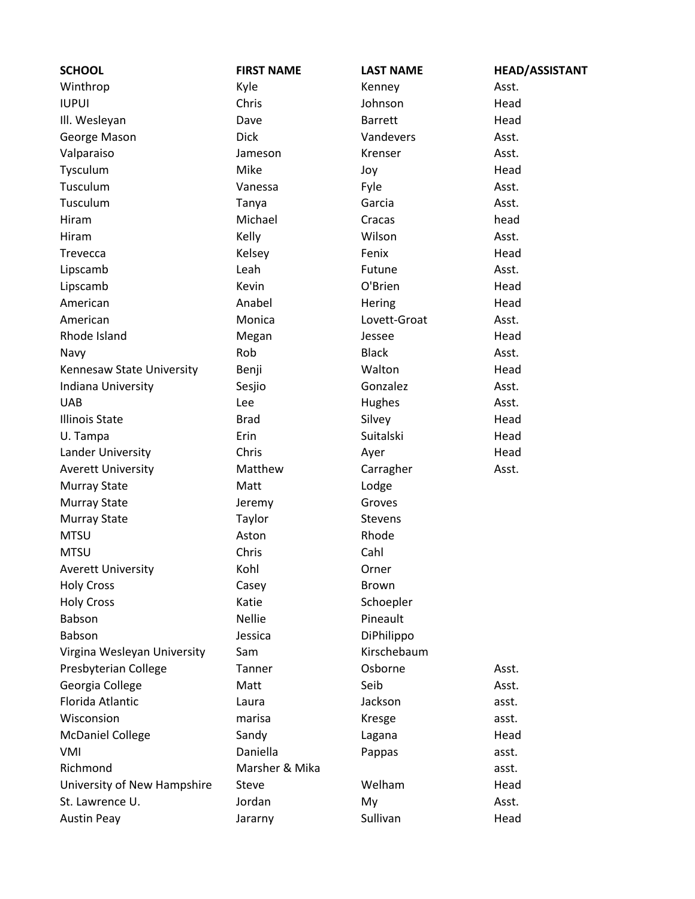| SCHOOL | FIRST NAME | LAST NAME | HEAD/ASSISTANT |
|---|---|---|---|
| Winthrop | Kyle | Kenney | Asst. |
| IUPUI | Chris | Johnson | Head |
| Ill. Wesleyan | Dave | Barrett | Head |
| George Mason | Dick | Vandevers | Asst. |
| Valparaiso | Jameson | Krenser | Asst. |
| Tysculum | Mike | Joy | Head |
| Tusculum | Vanessa | Fyle | Asst. |
| Tusculum | Tanya | Garcia | Asst. |
| Hiram | Michael | Cracas | head |
| Hiram | Kelly | Wilson | Asst. |
| Trevecca | Kelsey | Fenix | Head |
| Lipscamb | Leah | Futune | Asst. |
| Lipscamb | Kevin | O'Brien | Head |
| American | Anabel | Hering | Head |
| American | Monica | Lovett-Groat | Asst. |
| Rhode Island | Megan | Jessee | Head |
| Navy | Rob | Black | Asst. |
| Kennesaw State University | Benji | Walton | Head |
| Indiana University | Sesjio | Gonzalez | Asst. |
| UAB | Lee | Hughes | Asst. |
| Illinois State | Brad | Silvey | Head |
| U. Tampa | Erin | Suitalski | Head |
| Lander University | Chris | Ayer | Head |
| Averett University | Matthew | Carragher | Asst. |
| Murray State | Matt | Lodge | |
| Murray State | Jeremy | Groves | |
| Murray State | Taylor | Stevens | |
| MTSU | Aston | Rhode | |
| MTSU | Chris | Cahl | |
| Averett University | Kohl | Orner | |
| Holy Cross | Casey | Brown | |
| Holy Cross | Katie | Schoepler | |
| Babson | Nellie | Pineault | |
| Babson | Jessica | DiPhilippo | |
| Virgina Wesleyan University | Sam | Kirschebaum | |
| Presbyterian College | Tanner | Osborne | Asst. |
| Georgia College | Matt | Seib | Asst. |
| Florida Atlantic | Laura | Jackson | asst. |
| Wisconsion | marisa | Kresge | asst. |
| McDaniel College | Sandy | Lagana | Head |
| VMI | Daniella | Pappas | asst. |
| Richmond | Marsher & Mika | | asst. |
| University of New Hampshire | Steve | Welham | Head |
| St. Lawrence U. | Jordan | My | Asst. |
| Austin Peay | Jararny | Sullivan | Head |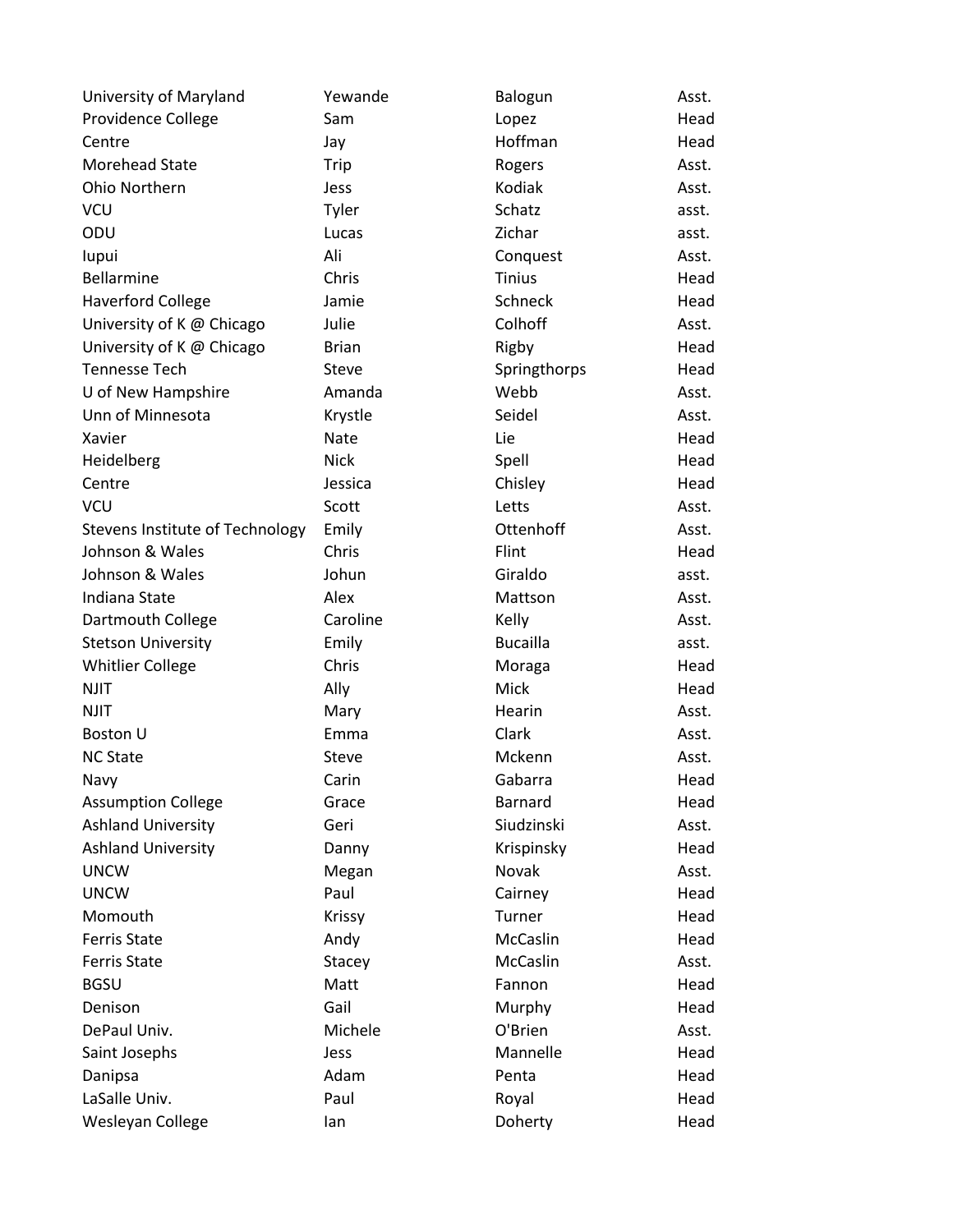| | | | |
|---|---|---|---|
| University of Maryland | Yewande | Balogun | Asst. |
| Providence College | Sam | Lopez | Head |
| Centre | Jay | Hoffman | Head |
| Morehead State | Trip | Rogers | Asst. |
| Ohio Northern | Jess | Kodiak | Asst. |
| VCU | Tyler | Schatz | asst. |
| ODU | Lucas | Zichar | asst. |
| Iupui | Ali | Conquest | Asst. |
| Bellarmine | Chris | Tinius | Head |
| Haverford College | Jamie | Schneck | Head |
| University of K @ Chicago | Julie | Colhoff | Asst. |
| University of K @ Chicago | Brian | Rigby | Head |
| Tennesse Tech | Steve | Springthorps | Head |
| U of New Hampshire | Amanda | Webb | Asst. |
| Unn of Minnesota | Krystle | Seidel | Asst. |
| Xavier | Nate | Lie | Head |
| Heidelberg | Nick | Spell | Head |
| Centre | Jessica | Chisley | Head |
| VCU | Scott | Letts | Asst. |
| Stevens Institute of Technology | Emily | Ottenhoff | Asst. |
| Johnson & Wales | Chris | Flint | Head |
| Johnson & Wales | Johun | Giraldo | asst. |
| Indiana State | Alex | Mattson | Asst. |
| Dartmouth College | Caroline | Kelly | Asst. |
| Stetson University | Emily | Bucailla | asst. |
| Whitlier College | Chris | Moraga | Head |
| NJIT | Ally | Mick | Head |
| NJIT | Mary | Hearin | Asst. |
| Boston U | Emma | Clark | Asst. |
| NC State | Steve | Mckenn | Asst. |
| Navy | Carin | Gabarra | Head |
| Assumption College | Grace | Barnard | Head |
| Ashland University | Geri | Siudzinski | Asst. |
| Ashland University | Danny | Krispinsky | Head |
| UNCW | Megan | Novak | Asst. |
| UNCW | Paul | Cairney | Head |
| Momouth | Krissy | Turner | Head |
| Ferris State | Andy | McCaslin | Head |
| Ferris State | Stacey | McCaslin | Asst. |
| BGSU | Matt | Fannon | Head |
| Denison | Gail | Murphy | Head |
| DePaul Univ. | Michele | O'Brien | Asst. |
| Saint Josephs | Jess | Mannelle | Head |
| Danipsa | Adam | Penta | Head |
| LaSalle Univ. | Paul | Royal | Head |
| Wesleyan College | Ian | Doherty | Head |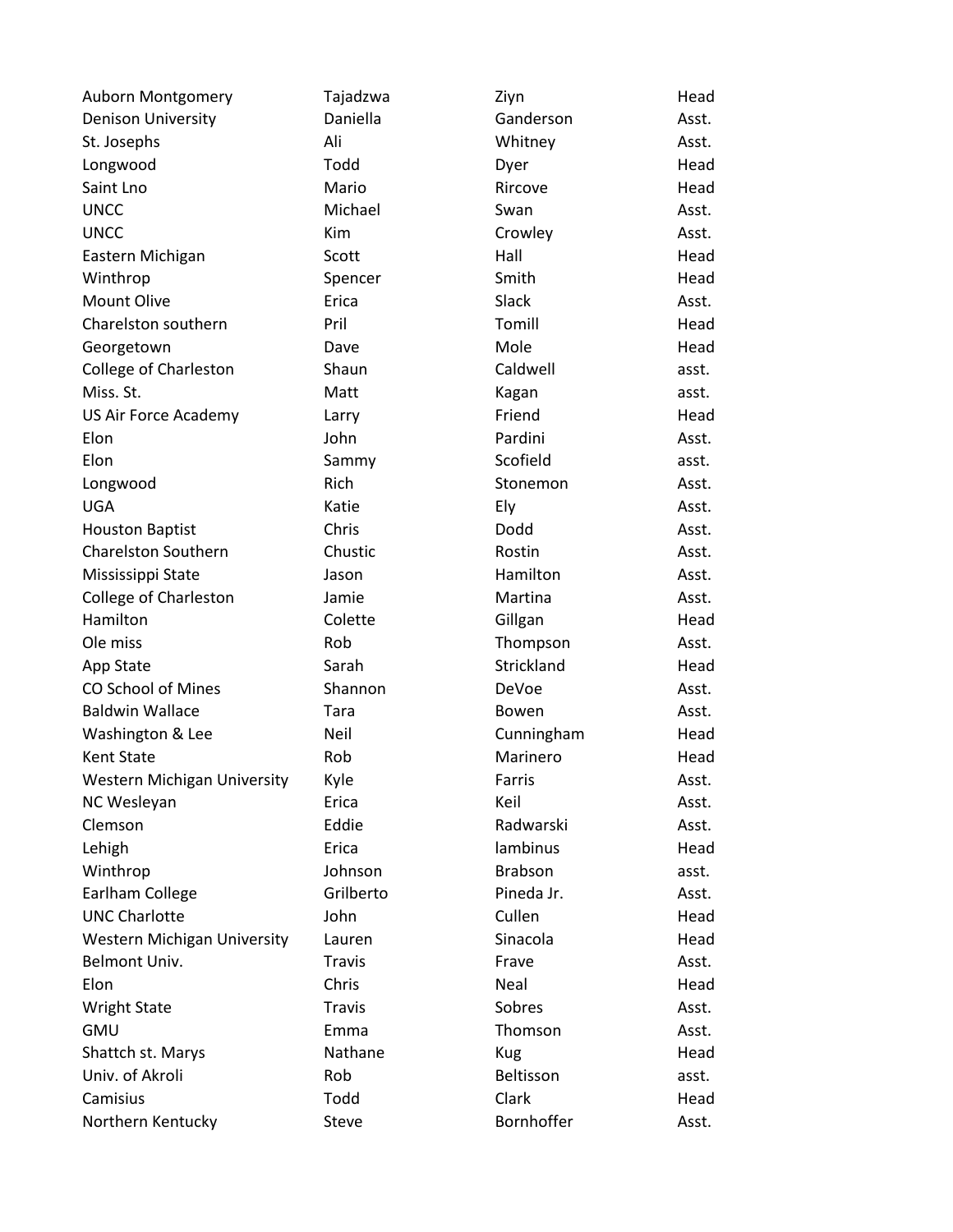| | | | |
|---|---|---|---|
| Auborn Montgomery | Tajadzwa | Ziyn | Head |
| Denison University | Daniella | Ganderson | Asst. |
| St. Josephs | Ali | Whitney | Asst. |
| Longwood | Todd | Dyer | Head |
| Saint Lno | Mario | Rircove | Head |
| UNCC | Michael | Swan | Asst. |
| UNCC | Kim | Crowley | Asst. |
| Eastern Michigan | Scott | Hall | Head |
| Winthrop | Spencer | Smith | Head |
| Mount Olive | Erica | Slack | Asst. |
| Charelston southern | Pril | Tomill | Head |
| Georgetown | Dave | Mole | Head |
| College of Charleston | Shaun | Caldwell | asst. |
| Miss. St. | Matt | Kagan | asst. |
| US Air Force Academy | Larry | Friend | Head |
| Elon | John | Pardini | Asst. |
| Elon | Sammy | Scofield | asst. |
| Longwood | Rich | Stonemon | Asst. |
| UGA | Katie | Ely | Asst. |
| Houston Baptist | Chris | Dodd | Asst. |
| Charelston Southern | Chustic | Rostin | Asst. |
| Mississippi State | Jason | Hamilton | Asst. |
| College of Charleston | Jamie | Martina | Asst. |
| Hamilton | Colette | Gillgan | Head |
| Ole miss | Rob | Thompson | Asst. |
| App State | Sarah | Strickland | Head |
| CO School of Mines | Shannon | DeVoe | Asst. |
| Baldwin Wallace | Tara | Bowen | Asst. |
| Washington & Lee | Neil | Cunningham | Head |
| Kent State | Rob | Marinero | Head |
| Western Michigan University | Kyle | Farris | Asst. |
| NC Wesleyan | Erica | Keil | Asst. |
| Clemson | Eddie | Radwarski | Asst. |
| Lehigh | Erica | lambinus | Head |
| Winthrop | Johnson | Brabson | asst. |
| Earlham College | Grilberto | Pineda Jr. | Asst. |
| UNC Charlotte | John | Cullen | Head |
| Western Michigan University | Lauren | Sinacola | Head |
| Belmont Univ. | Travis | Frave | Asst. |
| Elon | Chris | Neal | Head |
| Wright State | Travis | Sobres | Asst. |
| GMU | Emma | Thomson | Asst. |
| Shattch st. Marys | Nathane | Kug | Head |
| Univ. of Akroli | Rob | Beltisson | asst. |
| Camisius | Todd | Clark | Head |
| Northern Kentucky | Steve | Bornhoffer | Asst. |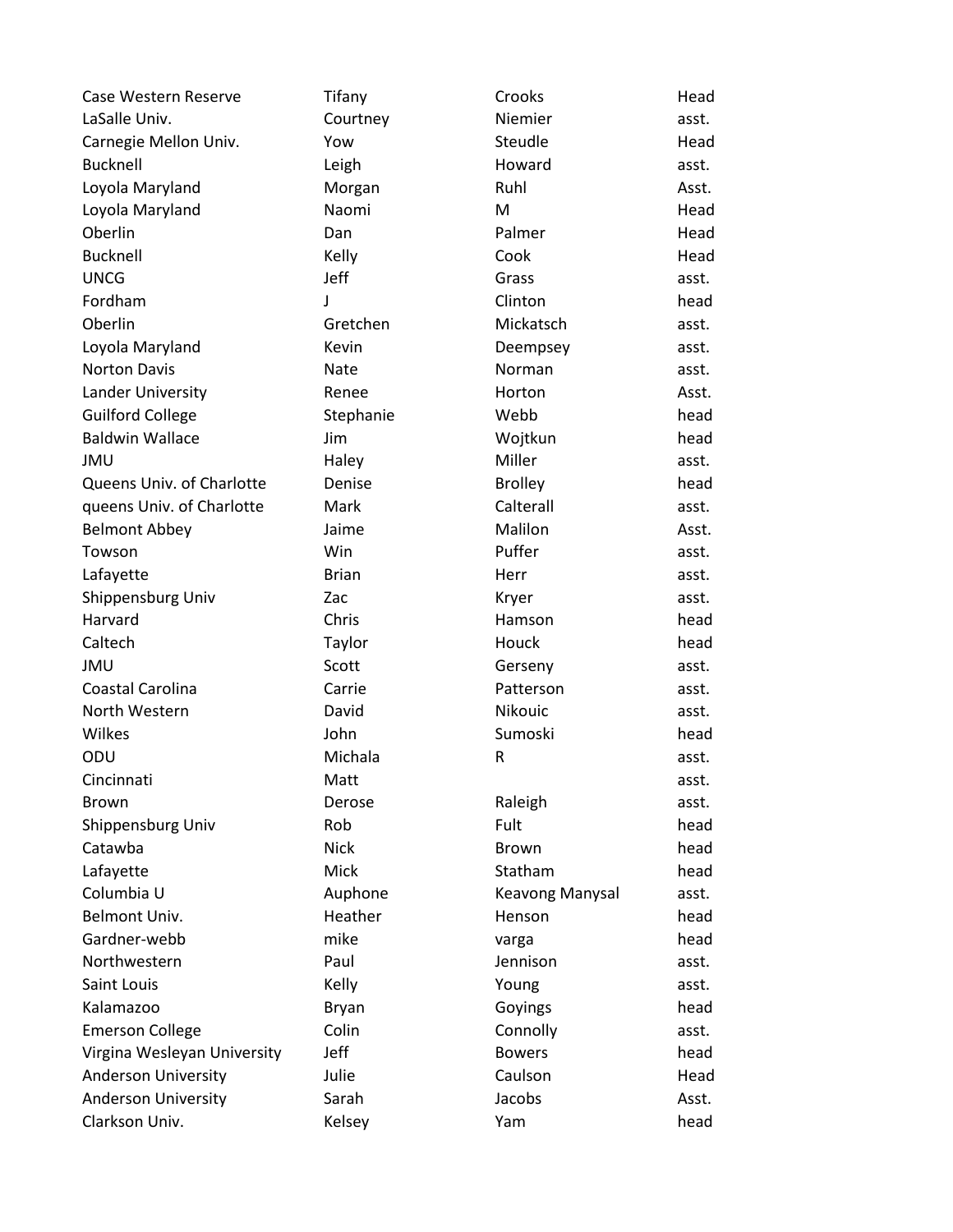| | | | |
|---|---|---|---|
| Case Western Reserve | Tifany | Crooks | Head |
| LaSalle Univ. | Courtney | Niemier | asst. |
| Carnegie Mellon Univ. | Yow | Steudle | Head |
| Bucknell | Leigh | Howard | asst. |
| Loyola Maryland | Morgan | Ruhl | Asst. |
| Loyola Maryland | Naomi | M | Head |
| Oberlin | Dan | Palmer | Head |
| Bucknell | Kelly | Cook | Head |
| UNCG | Jeff | Grass | asst. |
| Fordham | J | Clinton | head |
| Oberlin | Gretchen | Mickatsch | asst. |
| Loyola Maryland | Kevin | Deempsey | asst. |
| Norton Davis | Nate | Norman | asst. |
| Lander University | Renee | Horton | Asst. |
| Guilford College | Stephanie | Webb | head |
| Baldwin Wallace | Jim | Wojtkun | head |
| JMU | Haley | Miller | asst. |
| Queens Univ. of Charlotte | Denise | Brolley | head |
| queens Univ. of Charlotte | Mark | Calterall | asst. |
| Belmont Abbey | Jaime | Malilon | Asst. |
| Towson | Win | Puffer | asst. |
| Lafayette | Brian | Herr | asst. |
| Shippensburg Univ | Zac | Kryer | asst. |
| Harvard | Chris | Hamson | head |
| Caltech | Taylor | Houck | head |
| JMU | Scott | Gerseny | asst. |
| Coastal Carolina | Carrie | Patterson | asst. |
| North Western | David | Nikouic | asst. |
| Wilkes | John | Sumoski | head |
| ODU | Michala | R | asst. |
| Cincinnati | Matt | | asst. |
| Brown | Derose | Raleigh | asst. |
| Shippensburg Univ | Rob | Fult | head |
| Catawba | Nick | Brown | head |
| Lafayette | Mick | Statham | head |
| Columbia U | Auphone | Keavong Manysal | asst. |
| Belmont Univ. | Heather | Henson | head |
| Gardner-webb | mike | varga | head |
| Northwestern | Paul | Jennison | asst. |
| Saint Louis | Kelly | Young | asst. |
| Kalamazoo | Bryan | Goyings | head |
| Emerson College | Colin | Connolly | asst. |
| Virgina Wesleyan University | Jeff | Bowers | head |
| Anderson University | Julie | Caulson | Head |
| Anderson University | Sarah | Jacobs | Asst. |
| Clarkson Univ. | Kelsey | Yam | head |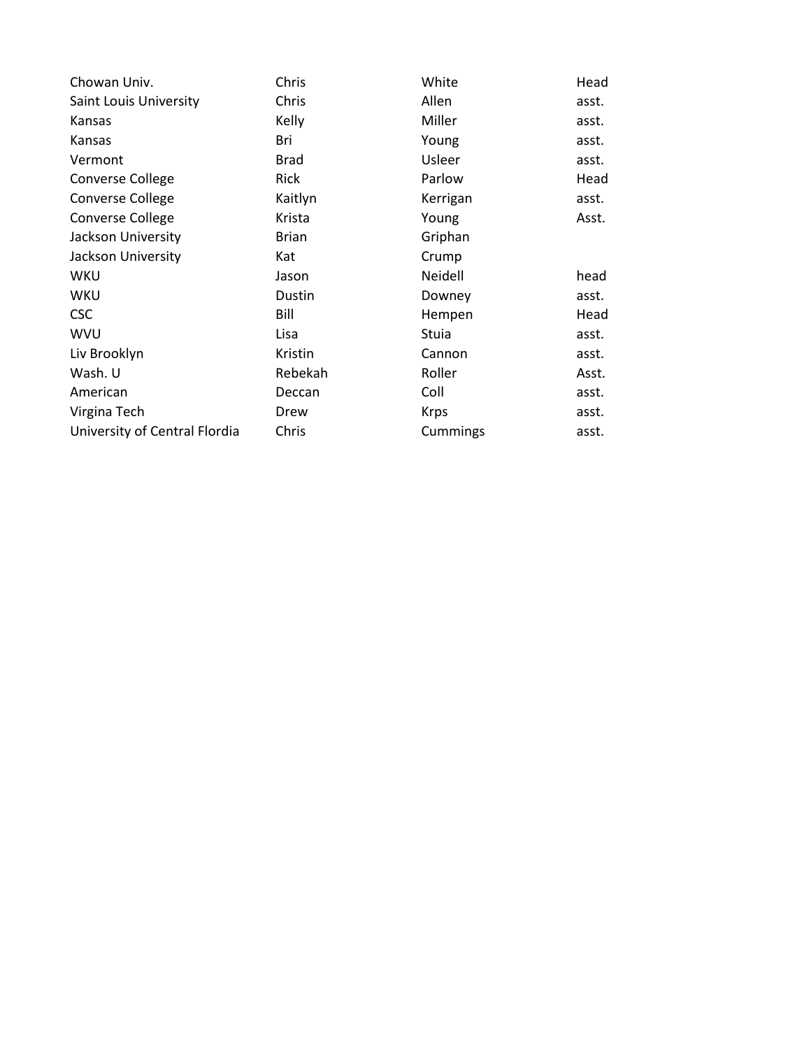| | | | |
|---|---|---|---|
| Chowan Univ. | Chris | White | Head |
| Saint Louis University | Chris | Allen | asst. |
| Kansas | Kelly | Miller | asst. |
| Kansas | Bri | Young | asst. |
| Vermont | Brad | Usleer | asst. |
| Converse College | Rick | Parlow | Head |
| Converse College | Kaitlyn | Kerrigan | asst. |
| Converse College | Krista | Young | Asst. |
| Jackson University | Brian | Griphan | |
| Jackson University | Kat | Crump | |
| WKU | Jason | Neidell | head |
| WKU | Dustin | Downey | asst. |
| CSC | Bill | Hempen | Head |
| WVU | Lisa | Stuia | asst. |
| Liv Brooklyn | Kristin | Cannon | asst. |
| Wash. U | Rebekah | Roller | Asst. |
| American | Deccan | Coll | asst. |
| Virgina Tech | Drew | Krps | asst. |
| University of Central Flordia | Chris | Cummings | asst. |